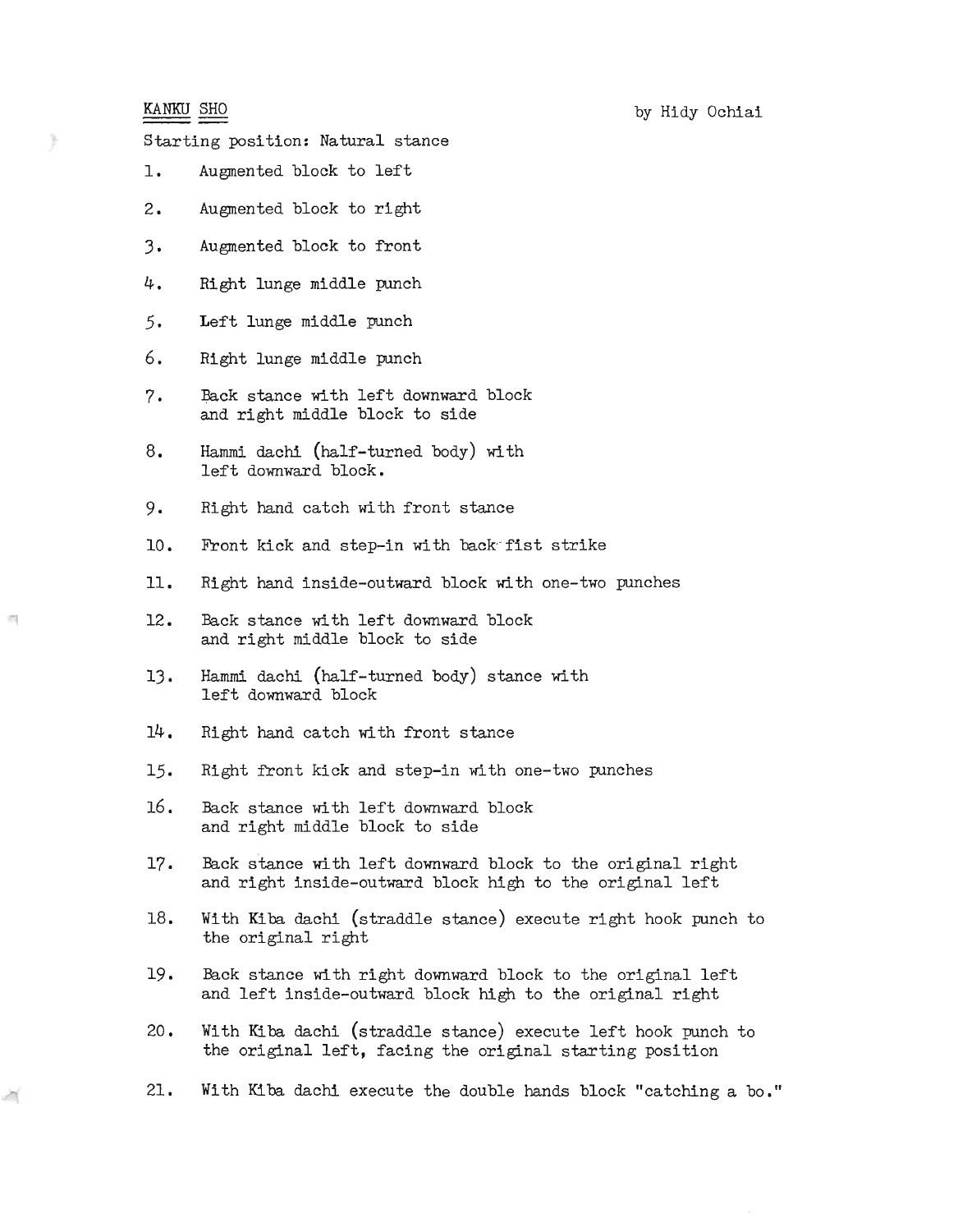# KANKU SHO

by Hidy Ochiai

Starting position: Natural stance

1. Augmented block to left
2. Augmented block to right
3. Augmented block to front
4. Right lunge middle punch
5. Left lunge middle punch
6. Right lunge middle punch
7. Back stance with left downward block and right middle block to side
8. Hammi dachi (half-turned body) with left downward block.
9. Right hand catch with front stance
10. Front kick and step-in with back-fist strike
11. Right hand inside-outward block with one-two punches
12. Back stance with left downward block and right middle block to side
13. Hammi dachi (half-turned body) stance with left downward block
14. Right hand catch with front stance
15. Right front kick and step-in with one-two punches
16. Back stance with left downward block and right middle block to side
17. Back stance with left downward block to the original right and right inside-outward block high to the original left
18. With Kiba dachi (straddle stance) execute right hook punch to the original right
19. Back stance with right downward block to the original left and left inside-outward block high to the original right
20. With Kiba dachi (straddle stance) execute left hook punch to the original left, facing the original starting position
21. With Kiba dachi execute the double hands block "catching a bo."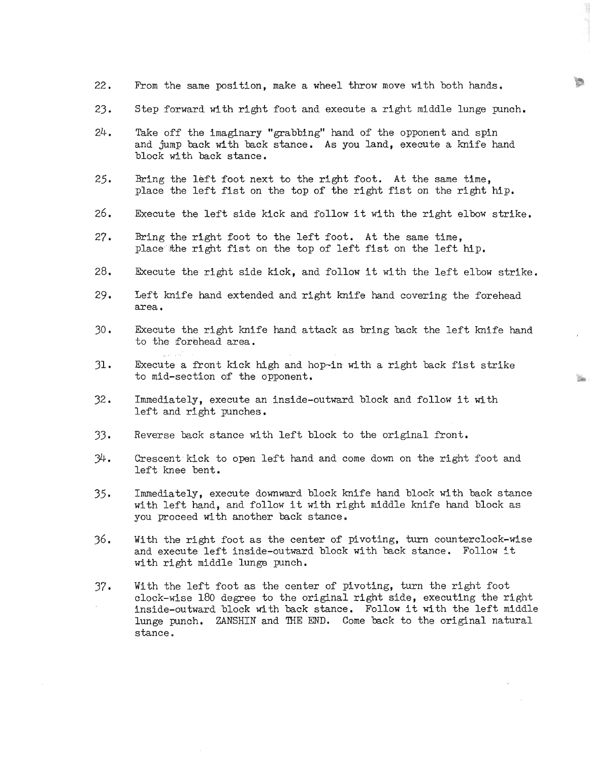22. From the same position, make a wheel throw move with both hands.

23. Step forward with right foot and execute a right middle lunge punch.

24. Take off the imaginary "grabbing" hand of the opponent and spin and jump back with back stance. As you land, execute a knife hand block with back stance.

25. Bring the left foot next to the right foot. At the same time, place the left fist on the top of the right fist on the right hip.

26. Execute the left side kick and follow it with the right elbow strike.

27. Bring the right foot to the left foot. At the same time, place the right fist on the top of left fist on the left hip.

28. Execute the right side kick, and follow it with the left elbow strike.

29. Left knife hand extended and right knife hand covering the forehead area.

30. Execute the right knife hand attack as bring back the left knife hand to the forehead area.

31. Execute a front kick high and hop-in with a right back fist strike to mid-section of the opponent.

32. Immediately, execute an inside-outward block and follow it with left and right punches.

33. Reverse back stance with left block to the original front.

34. Crescent kick to open left hand and come down on the right foot and left knee bent.

35. Immediately, execute downward block knife hand block with back stance with left hand, and follow it with right middle knife hand block as you proceed with another back stance.

36. With the right foot as the center of pivoting, turn counterclock-wise and execute left inside-outward block with back stance. Follow it with right middle lunge punch.

37. With the left foot as the center of pivoting, turn the right foot clock-wise 180 degree to the original right side, executing the right inside-outward block with back stance. Follow it with the left middle lunge punch. ZANSHIN and THE END. Come back to the original natural stance.